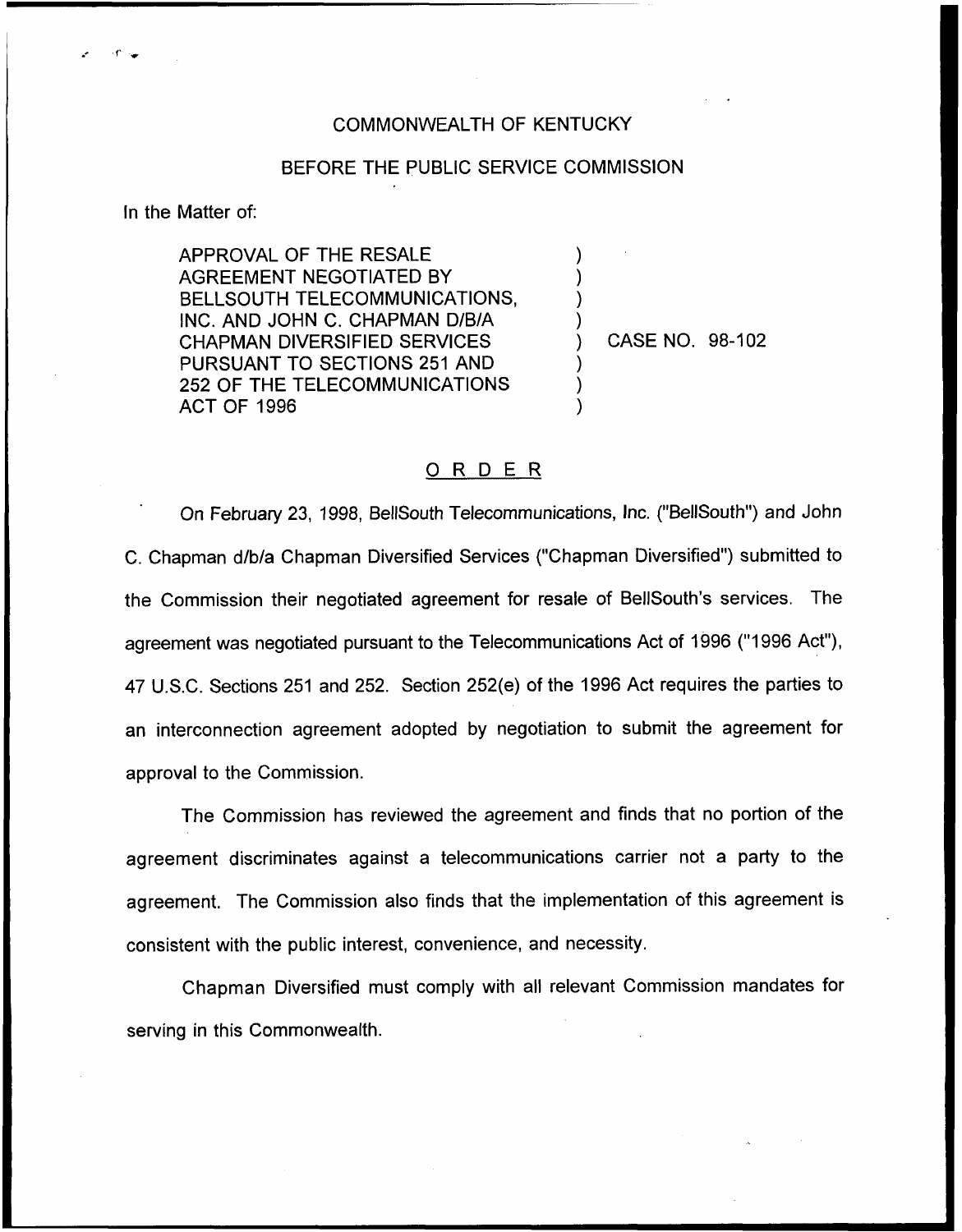COMMONWEALTH OF KENTUCKY

BEFORE THE PUBLIC SERVICE COMMISSION

In the Matter of:

| | | |
|---|---|---|
| APPROVAL OF THE RESALE AGREEMENT NEGOTIATED BY BELLSOUTH TELECOMMUNICATIONS, INC. AND JOHN C. CHAPMAN D/B/A CHAPMAN DIVERSIFIED SERVICES PURSUANT TO SECTIONS 251 AND 252 OF THE TELECOMMUNICATIONS ACT OF 1996 | ) | CASE NO. 98-102 |

## ORDER

On February 23, 1998, BellSouth Telecommunications, Inc. ("BellSouth") and John C. Chapman d/b/a Chapman Diversified Services ("Chapman Diversified") submitted to the Commission their negotiated agreement for resale of BellSouth's services. The agreement was negotiated pursuant to the Telecommunications Act of 1996 ("1996 Act"), 47 U.S.C. Sections 251 and 252. Section 252(e) of the 1996 Act requires the parties to an interconnection agreement adopted by negotiation to submit the agreement for approval to the Commission.

The Commission has reviewed the agreement and finds that no portion of the agreement discriminates against a telecommunications carrier not a party to the agreement. The Commission also finds that the implementation of this agreement is consistent with the public interest, convenience, and necessity.

Chapman Diversified must comply with all relevant Commission mandates for serving in this Commonwealth.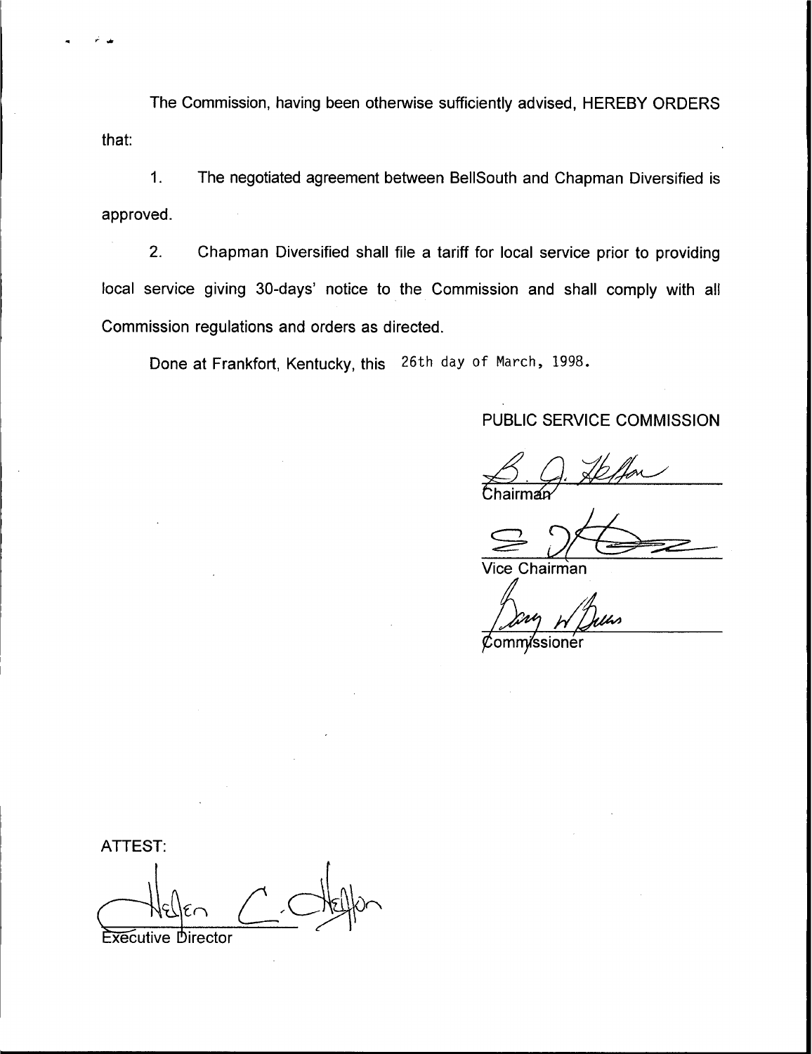The Commission, having been otherwise sufficiently advised, HEREBY ORDERS that:

1. The negotiated agreement between BellSouth and Chapman Diversified is approved.

2. Chapman Diversified shall file a tariff for local service prior to providing local service giving 30-days' notice to the Commission and shall comply with all Commission regulations and orders as directed.

Done at Frankfort, Kentucky, this 26th day of March, 1998.

PUBLIC SERVICE COMMISSION

Chairman

Vice Chairman

Commissioner

ATTEST:

Executive Director